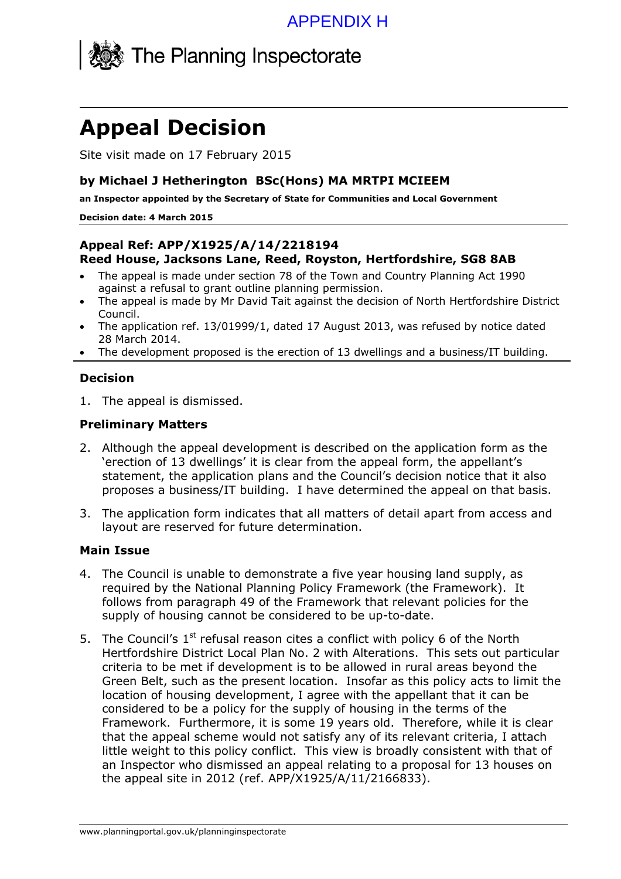APPENDIX H

The Planning Inspectorate

# Appeal Decision

Site visit made on 17 February 2015

**by Michael J Hetherington BSc(Hons) MA MRTPI MCIEEM**

**an Inspector appointed by the Secretary of State for Communities and Local Government**

**Decision date: 4 March 2015**

**Appeal Ref: APP/X1925/A/14/2218194**
**Reed House, Jacksons Lane, Reed, Royston, Hertfordshire, SG8 8AB**

- The appeal is made under section 78 of the Town and Country Planning Act 1990 against a refusal to grant outline planning permission.
- The appeal is made by Mr David Tait against the decision of North Hertfordshire District Council.
- The application ref. 13/01999/1, dated 17 August 2013, was refused by notice dated 28 March 2014.
- The development proposed is the erection of 13 dwellings and a business/IT building.

### Decision

1. The appeal is dismissed.

### Preliminary Matters

2. Although the appeal development is described on the application form as the 'erection of 13 dwellings' it is clear from the appeal form, the appellant's statement, the application plans and the Council's decision notice that it also proposes a business/IT building. I have determined the appeal on that basis.

3. The application form indicates that all matters of detail apart from access and layout are reserved for future determination.

### Main Issue

4. The Council is unable to demonstrate a five year housing land supply, as required by the National Planning Policy Framework (the Framework). It follows from paragraph 49 of the Framework that relevant policies for the supply of housing cannot be considered to be up-to-date.

5. The Council's 1st refusal reason cites a conflict with policy 6 of the North Hertfordshire District Local Plan No. 2 with Alterations. This sets out particular criteria to be met if development is to be allowed in rural areas beyond the Green Belt, such as the present location. Insofar as this policy acts to limit the location of housing development, I agree with the appellant that it can be considered to be a policy for the supply of housing in the terms of the Framework. Furthermore, it is some 19 years old. Therefore, while it is clear that the appeal scheme would not satisfy any of its relevant criteria, I attach little weight to this policy conflict. This view is broadly consistent with that of an Inspector who dismissed an appeal relating to a proposal for 13 houses on the appeal site in 2012 (ref. APP/X1925/A/11/2166833).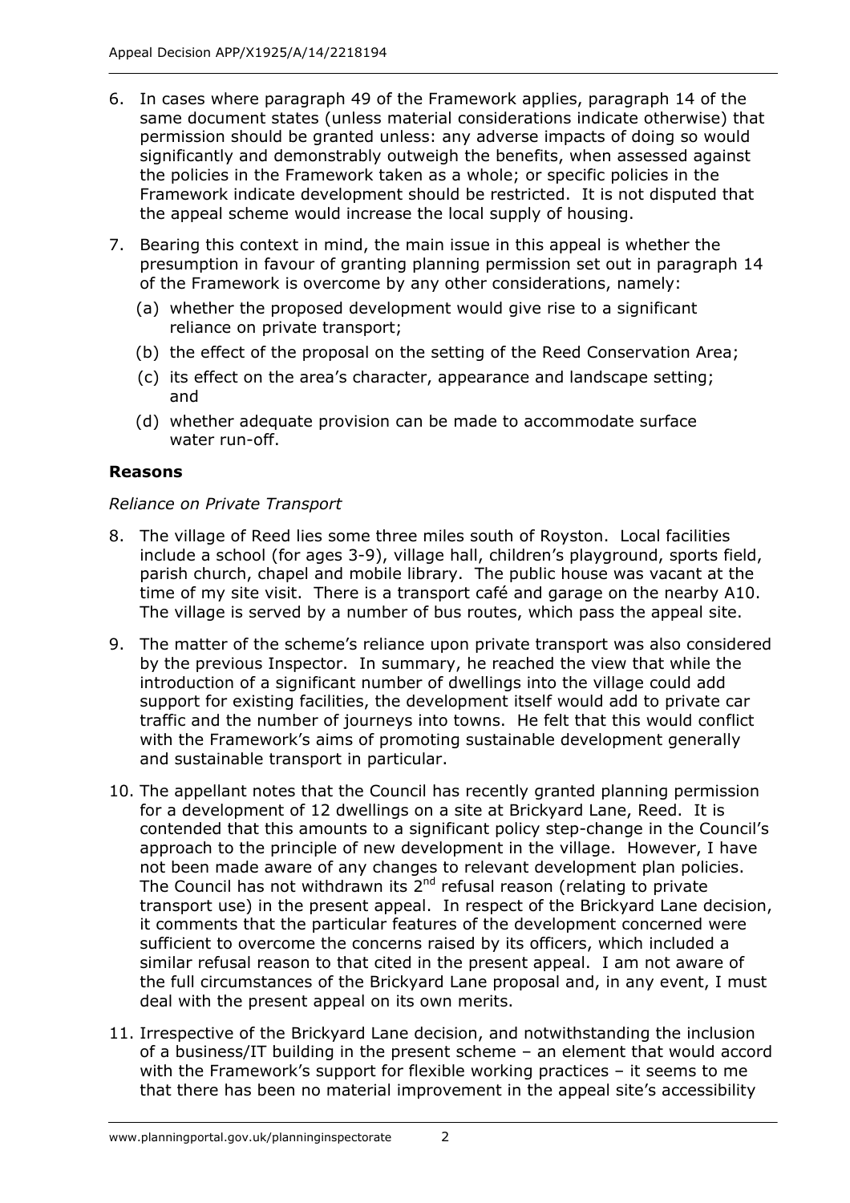6. In cases where paragraph 49 of the Framework applies, paragraph 14 of the same document states (unless material considerations indicate otherwise) that permission should be granted unless: any adverse impacts of doing so would significantly and demonstrably outweigh the benefits, when assessed against the policies in the Framework taken as a whole; or specific policies in the Framework indicate development should be restricted. It is not disputed that the appeal scheme would increase the local supply of housing.

7. Bearing this context in mind, the main issue in this appeal is whether the presumption in favour of granting planning permission set out in paragraph 14 of the Framework is overcome by any other considerations, namely:
   (a) whether the proposed development would give rise to a significant reliance on private transport;
   (b) the effect of the proposal on the setting of the Reed Conservation Area;
   (c) its effect on the area's character, appearance and landscape setting; and
   (d) whether adequate provision can be made to accommodate surface water run-off.

## Reasons

*Reliance on Private Transport*

8. The village of Reed lies some three miles south of Royston. Local facilities include a school (for ages 3-9), village hall, children's playground, sports field, parish church, chapel and mobile library. The public house was vacant at the time of my site visit. There is a transport café and garage on the nearby A10. The village is served by a number of bus routes, which pass the appeal site.

9. The matter of the scheme's reliance upon private transport was also considered by the previous Inspector. In summary, he reached the view that while the introduction of a significant number of dwellings into the village could add support for existing facilities, the development itself would add to private car traffic and the number of journeys into towns. He felt that this would conflict with the Framework's aims of promoting sustainable development generally and sustainable transport in particular.

10. The appellant notes that the Council has recently granted planning permission for a development of 12 dwellings on a site at Brickyard Lane, Reed. It is contended that this amounts to a significant policy step-change in the Council's approach to the principle of new development in the village. However, I have not been made aware of any changes to relevant development plan policies. The Council has not withdrawn its 2nd refusal reason (relating to private transport use) in the present appeal. In respect of the Brickyard Lane decision, it comments that the particular features of the development concerned were sufficient to overcome the concerns raised by its officers, which included a similar refusal reason to that cited in the present appeal. I am not aware of the full circumstances of the Brickyard Lane proposal and, in any event, I must deal with the present appeal on its own merits.

11. Irrespective of the Brickyard Lane decision, and notwithstanding the inclusion of a business/IT building in the present scheme – an element that would accord with the Framework's support for flexible working practices – it seems to me that there has been no material improvement in the appeal site's accessibility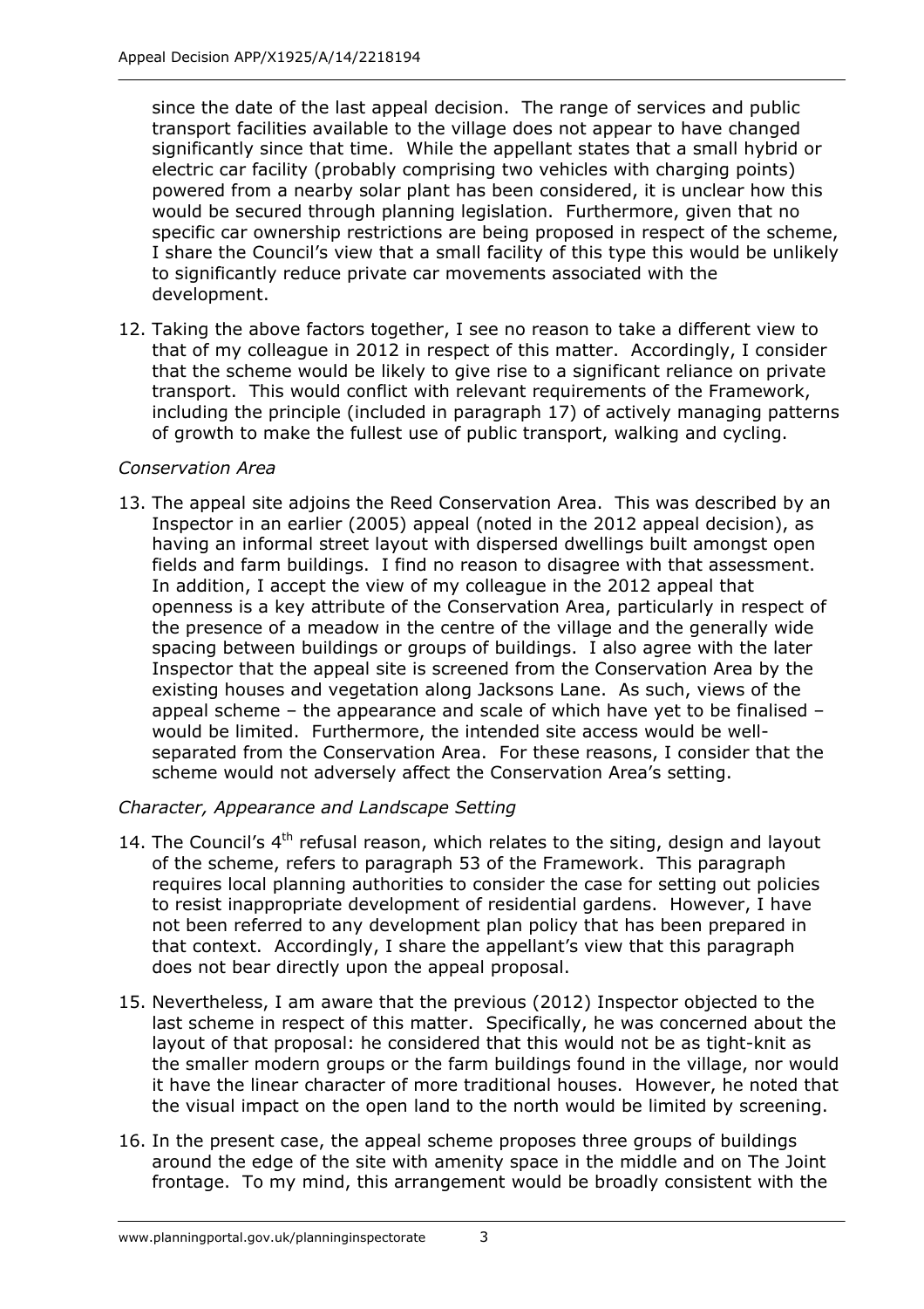since the date of the last appeal decision. The range of services and public transport facilities available to the village does not appear to have changed significantly since that time. While the appellant states that a small hybrid or electric car facility (probably comprising two vehicles with charging points) powered from a nearby solar plant has been considered, it is unclear how this would be secured through planning legislation. Furthermore, given that no specific car ownership restrictions are being proposed in respect of the scheme, I share the Council's view that a small facility of this type this would be unlikely to significantly reduce private car movements associated with the development.

12. Taking the above factors together, I see no reason to take a different view to that of my colleague in 2012 in respect of this matter. Accordingly, I consider that the scheme would be likely to give rise to a significant reliance on private transport. This would conflict with relevant requirements of the Framework, including the principle (included in paragraph 17) of actively managing patterns of growth to make the fullest use of public transport, walking and cycling.

*Conservation Area*

13. The appeal site adjoins the Reed Conservation Area. This was described by an Inspector in an earlier (2005) appeal (noted in the 2012 appeal decision), as having an informal street layout with dispersed dwellings built amongst open fields and farm buildings. I find no reason to disagree with that assessment. In addition, I accept the view of my colleague in the 2012 appeal that openness is a key attribute of the Conservation Area, particularly in respect of the presence of a meadow in the centre of the village and the generally wide spacing between buildings or groups of buildings. I also agree with the later Inspector that the appeal site is screened from the Conservation Area by the existing houses and vegetation along Jacksons Lane. As such, views of the appeal scheme – the appearance and scale of which have yet to be finalised – would be limited. Furthermore, the intended site access would be well-separated from the Conservation Area. For these reasons, I consider that the scheme would not adversely affect the Conservation Area's setting.

*Character, Appearance and Landscape Setting*

14. The Council's 4th refusal reason, which relates to the siting, design and layout of the scheme, refers to paragraph 53 of the Framework. This paragraph requires local planning authorities to consider the case for setting out policies to resist inappropriate development of residential gardens. However, I have not been referred to any development plan policy that has been prepared in that context. Accordingly, I share the appellant's view that this paragraph does not bear directly upon the appeal proposal.

15. Nevertheless, I am aware that the previous (2012) Inspector objected to the last scheme in respect of this matter. Specifically, he was concerned about the layout of that proposal: he considered that this would not be as tight-knit as the smaller modern groups or the farm buildings found in the village, nor would it have the linear character of more traditional houses. However, he noted that the visual impact on the open land to the north would be limited by screening.

16. In the present case, the appeal scheme proposes three groups of buildings around the edge of the site with amenity space in the middle and on The Joint frontage. To my mind, this arrangement would be broadly consistent with the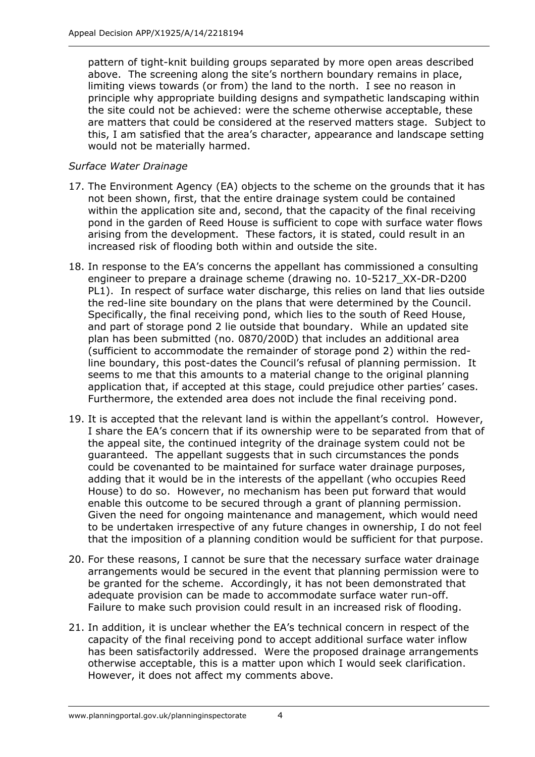pattern of tight-knit building groups separated by more open areas described above. The screening along the site's northern boundary remains in place, limiting views towards (or from) the land to the north. I see no reason in principle why appropriate building designs and sympathetic landscaping within the site could not be achieved: were the scheme otherwise acceptable, these are matters that could be considered at the reserved matters stage. Subject to this, I am satisfied that the area's character, appearance and landscape setting would not be materially harmed.

*Surface Water Drainage*

17. The Environment Agency (EA) objects to the scheme on the grounds that it has not been shown, first, that the entire drainage system could be contained within the application site and, second, that the capacity of the final receiving pond in the garden of Reed House is sufficient to cope with surface water flows arising from the development. These factors, it is stated, could result in an increased risk of flooding both within and outside the site.

18. In response to the EA's concerns the appellant has commissioned a consulting engineer to prepare a drainage scheme (drawing no. 10-5217_XX-DR-D200 PL1). In respect of surface water discharge, this relies on land that lies outside the red-line site boundary on the plans that were determined by the Council. Specifically, the final receiving pond, which lies to the south of Reed House, and part of storage pond 2 lie outside that boundary. While an updated site plan has been submitted (no. 0870/200D) that includes an additional area (sufficient to accommodate the remainder of storage pond 2) within the red-line boundary, this post-dates the Council's refusal of planning permission. It seems to me that this amounts to a material change to the original planning application that, if accepted at this stage, could prejudice other parties' cases. Furthermore, the extended area does not include the final receiving pond.

19. It is accepted that the relevant land is within the appellant's control. However, I share the EA's concern that if its ownership were to be separated from that of the appeal site, the continued integrity of the drainage system could not be guaranteed. The appellant suggests that in such circumstances the ponds could be covenanted to be maintained for surface water drainage purposes, adding that it would be in the interests of the appellant (who occupies Reed House) to do so. However, no mechanism has been put forward that would enable this outcome to be secured through a grant of planning permission. Given the need for ongoing maintenance and management, which would need to be undertaken irrespective of any future changes in ownership, I do not feel that the imposition of a planning condition would be sufficient for that purpose.

20. For these reasons, I cannot be sure that the necessary surface water drainage arrangements would be secured in the event that planning permission were to be granted for the scheme. Accordingly, it has not been demonstrated that adequate provision can be made to accommodate surface water run-off. Failure to make such provision could result in an increased risk of flooding.

21. In addition, it is unclear whether the EA's technical concern in respect of the capacity of the final receiving pond to accept additional surface water inflow has been satisfactorily addressed. Were the proposed drainage arrangements otherwise acceptable, this is a matter upon which I would seek clarification. However, it does not affect my comments above.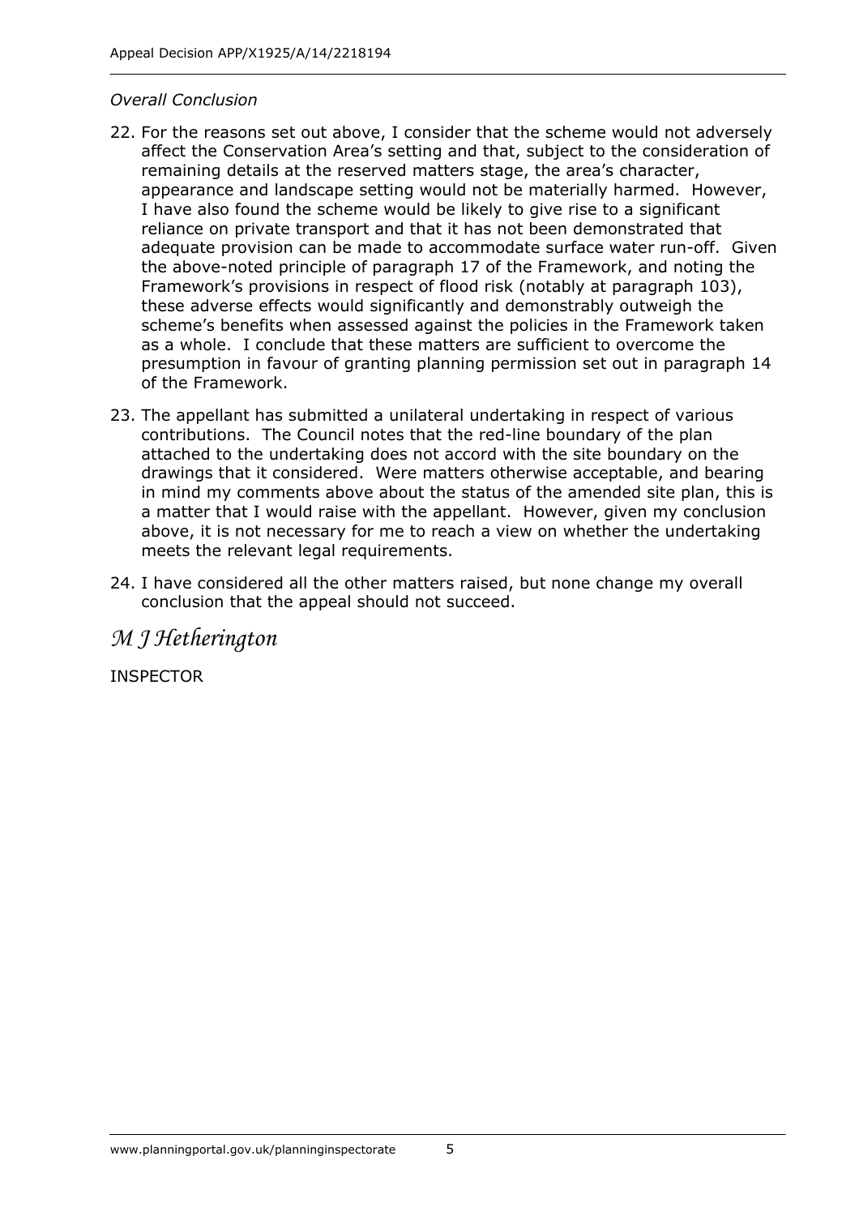*Overall Conclusion*

22. For the reasons set out above, I consider that the scheme would not adversely affect the Conservation Area's setting and that, subject to the consideration of remaining details at the reserved matters stage, the area's character, appearance and landscape setting would not be materially harmed. However, I have also found the scheme would be likely to give rise to a significant reliance on private transport and that it has not been demonstrated that adequate provision can be made to accommodate surface water run-off. Given the above-noted principle of paragraph 17 of the Framework, and noting the Framework's provisions in respect of flood risk (notably at paragraph 103), these adverse effects would significantly and demonstrably outweigh the scheme's benefits when assessed against the policies in the Framework taken as a whole. I conclude that these matters are sufficient to overcome the presumption in favour of granting planning permission set out in paragraph 14 of the Framework.

23. The appellant has submitted a unilateral undertaking in respect of various contributions. The Council notes that the red-line boundary of the plan attached to the undertaking does not accord with the site boundary on the drawings that it considered. Were matters otherwise acceptable, and bearing in mind my comments above about the status of the amended site plan, this is a matter that I would raise with the appellant. However, given my conclusion above, it is not necessary for me to reach a view on whether the undertaking meets the relevant legal requirements.

24. I have considered all the other matters raised, but none change my overall conclusion that the appeal should not succeed.

*M J Hetherington*

INSPECTOR